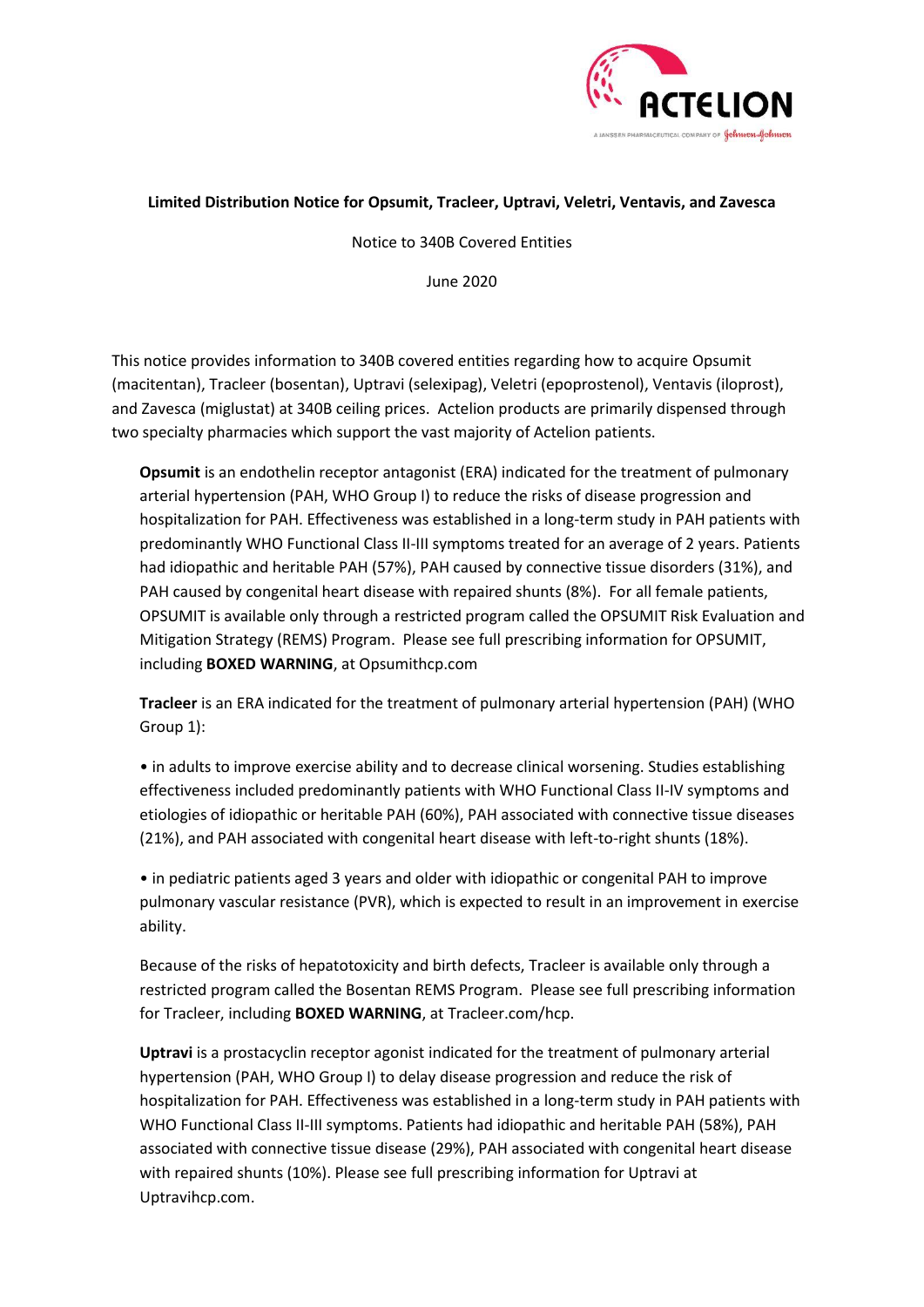**Limited Distribution Notice for Opsumit, Tracleer, Uptravi, Veletri, Ventavis, and Zavesca**

Notice to 340B Covered Entities

June 2020

This notice provides information to 340B covered entities regarding how to acquire Opsumit (macitentan), Tracleer (bosentan), Uptravi (selexipag), Veletri (epoprostenol), Ventavis (iloprost), and Zavesca (miglustat) at 340B ceiling prices. Actelion products are primarily dispensed through two specialty pharmacies which support the vast majority of Actelion patients.

**Opsumit** is an endothelin receptor antagonist (ERA) indicated for the treatment of pulmonary arterial hypertension (PAH, WHO Group I) to reduce the risks of disease progression and hospitalization for PAH. Effectiveness was established in a long-term study in PAH patients with predominantly WHO Functional Class II-III symptoms treated for an average of 2 years. Patients had idiopathic and heritable PAH (57%), PAH caused by connective tissue disorders (31%), and PAH caused by congenital heart disease with repaired shunts (8%). For all female patients, OPSUMIT is available only through a restricted program called the OPSUMIT Risk Evaluation and Mitigation Strategy (REMS) Program. Please see full prescribing information for OPSUMIT, including **BOXED WARNING**, at Opsumithcp.com

**Tracleer** is an ERA indicated for the treatment of pulmonary arterial hypertension (PAH) (WHO Group 1):

- in adults to improve exercise ability and to decrease clinical worsening. Studies establishing effectiveness included predominantly patients with WHO Functional Class II-IV symptoms and etiologies of idiopathic or heritable PAH (60%), PAH associated with connective tissue diseases (21%), and PAH associated with congenital heart disease with left-to-right shunts (18%).

- in pediatric patients aged 3 years and older with idiopathic or congenital PAH to improve pulmonary vascular resistance (PVR), which is expected to result in an improvement in exercise ability.

Because of the risks of hepatotoxicity and birth defects, Tracleer is available only through a restricted program called the Bosentan REMS Program. Please see full prescribing information for Tracleer, including **BOXED WARNING**, at Tracleer.com/hcp.

**Uptravi** is a prostacyclin receptor agonist indicated for the treatment of pulmonary arterial hypertension (PAH, WHO Group I) to delay disease progression and reduce the risk of hospitalization for PAH. Effectiveness was established in a long-term study in PAH patients with WHO Functional Class II-III symptoms. Patients had idiopathic and heritable PAH (58%), PAH associated with connective tissue disease (29%), PAH associated with congenital heart disease with repaired shunts (10%). Please see full prescribing information for Uptravi at Uptravihcp.com.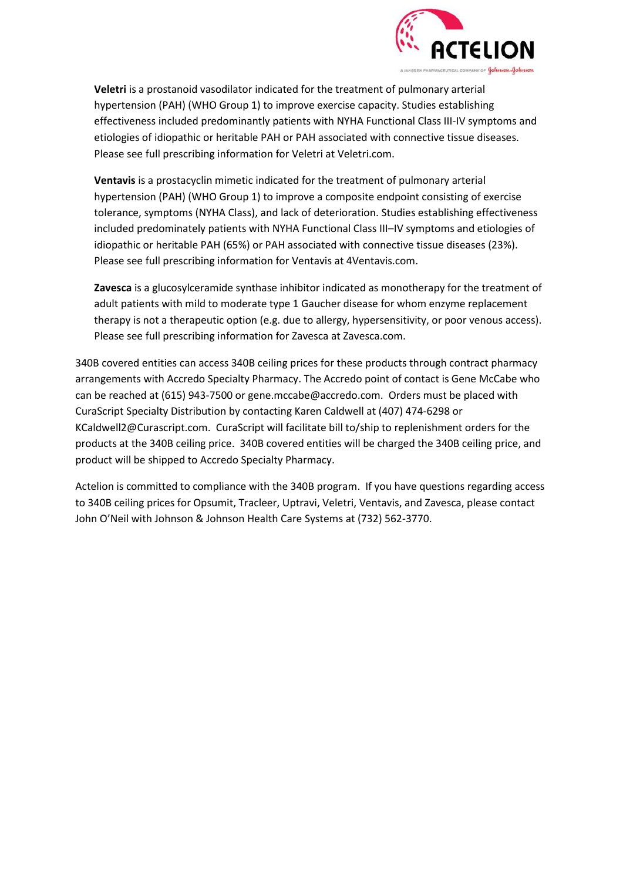**Veletri** is a prostanoid vasodilator indicated for the treatment of pulmonary arterial hypertension (PAH) (WHO Group 1) to improve exercise capacity. Studies establishing effectiveness included predominantly patients with NYHA Functional Class III-IV symptoms and etiologies of idiopathic or heritable PAH or PAH associated with connective tissue diseases. Please see full prescribing information for Veletri at Veletri.com.

**Ventavis** is a prostacyclin mimetic indicated for the treatment of pulmonary arterial hypertension (PAH) (WHO Group 1) to improve a composite endpoint consisting of exercise tolerance, symptoms (NYHA Class), and lack of deterioration. Studies establishing effectiveness included predominately patients with NYHA Functional Class III–IV symptoms and etiologies of idiopathic or heritable PAH (65%) or PAH associated with connective tissue diseases (23%). Please see full prescribing information for Ventavis at 4Ventavis.com.

**Zavesca** is a glucosylceramide synthase inhibitor indicated as monotherapy for the treatment of adult patients with mild to moderate type 1 Gaucher disease for whom enzyme replacement therapy is not a therapeutic option (e.g. due to allergy, hypersensitivity, or poor venous access). Please see full prescribing information for Zavesca at Zavesca.com.

340B covered entities can access 340B ceiling prices for these products through contract pharmacy arrangements with Accredo Specialty Pharmacy. The Accredo point of contact is Gene McCabe who can be reached at (615) 943-7500 or gene.mccabe@accredo.com. Orders must be placed with CuraScript Specialty Distribution by contacting Karen Caldwell at (407) 474-6298 or KCaldwell2@Curascript.com. CuraScript will facilitate bill to/ship to replenishment orders for the products at the 340B ceiling price. 340B covered entities will be charged the 340B ceiling price, and product will be shipped to Accredo Specialty Pharmacy.

Actelion is committed to compliance with the 340B program. If you have questions regarding access to 340B ceiling prices for Opsumit, Tracleer, Uptravi, Veletri, Ventavis, and Zavesca, please contact John O'Neil with Johnson & Johnson Health Care Systems at (732) 562-3770.